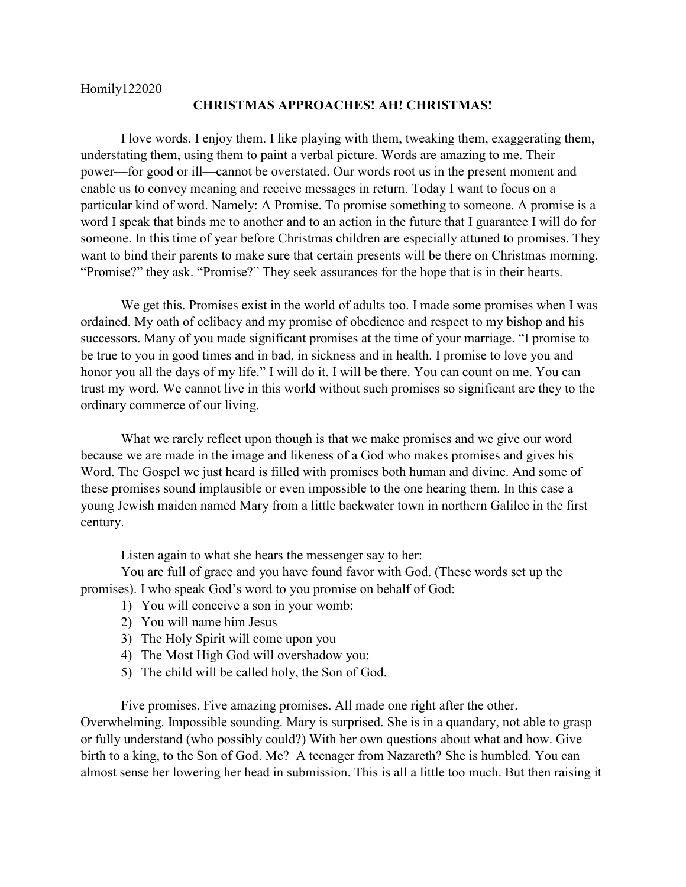Homily122020

## CHRISTMAS APPROACHES! AH! CHRISTMAS!

I love words. I enjoy them. I like playing with them, tweaking them, exaggerating them, understating them, using them to paint a verbal picture. Words are amazing to me. Their power—for good or ill—cannot be overstated. Our words root us in the present moment and enable us to convey meaning and receive messages in return. Today I want to focus on a particular kind of word. Namely: A Promise. To promise something to someone. A promise is a word I speak that binds me to another and to an action in the future that I guarantee I will do for someone. In this time of year before Christmas children are especially attuned to promises. They want to bind their parents to make sure that certain presents will be there on Christmas morning. "Promise?" they ask. "Promise?" They seek assurances for the hope that is in their hearts.

We get this. Promises exist in the world of adults too. I made some promises when I was ordained. My oath of celibacy and my promise of obedience and respect to my bishop and his successors. Many of you made significant promises at the time of your marriage. "I promise to be true to you in good times and in bad, in sickness and in health. I promise to love you and honor you all the days of my life." I will do it. I will be there. You can count on me. You can trust my word. We cannot live in this world without such promises so significant are they to the ordinary commerce of our living.

What we rarely reflect upon though is that we make promises and we give our word because we are made in the image and likeness of a God who makes promises and gives his Word. The Gospel we just heard is filled with promises both human and divine. And some of these promises sound implausible or even impossible to the one hearing them. In this case a young Jewish maiden named Mary from a little backwater town in northern Galilee in the first century.

Listen again to what she hears the messenger say to her:

You are full of grace and you have found favor with God. (These words set up the promises). I who speak God's word to you promise on behalf of God:

1) You will conceive a son in your womb;
2) You will name him Jesus
3) The Holy Spirit will come upon you
4) The Most High God will overshadow you;
5) The child will be called holy, the Son of God.

Five promises. Five amazing promises. All made one right after the other. Overwhelming. Impossible sounding. Mary is surprised. She is in a quandary, not able to grasp or fully understand (who possibly could?) With her own questions about what and how. Give birth to a king, to the Son of God. Me? A teenager from Nazareth? She is humbled. You can almost sense her lowering her head in submission. This is all a little too much. But then raising it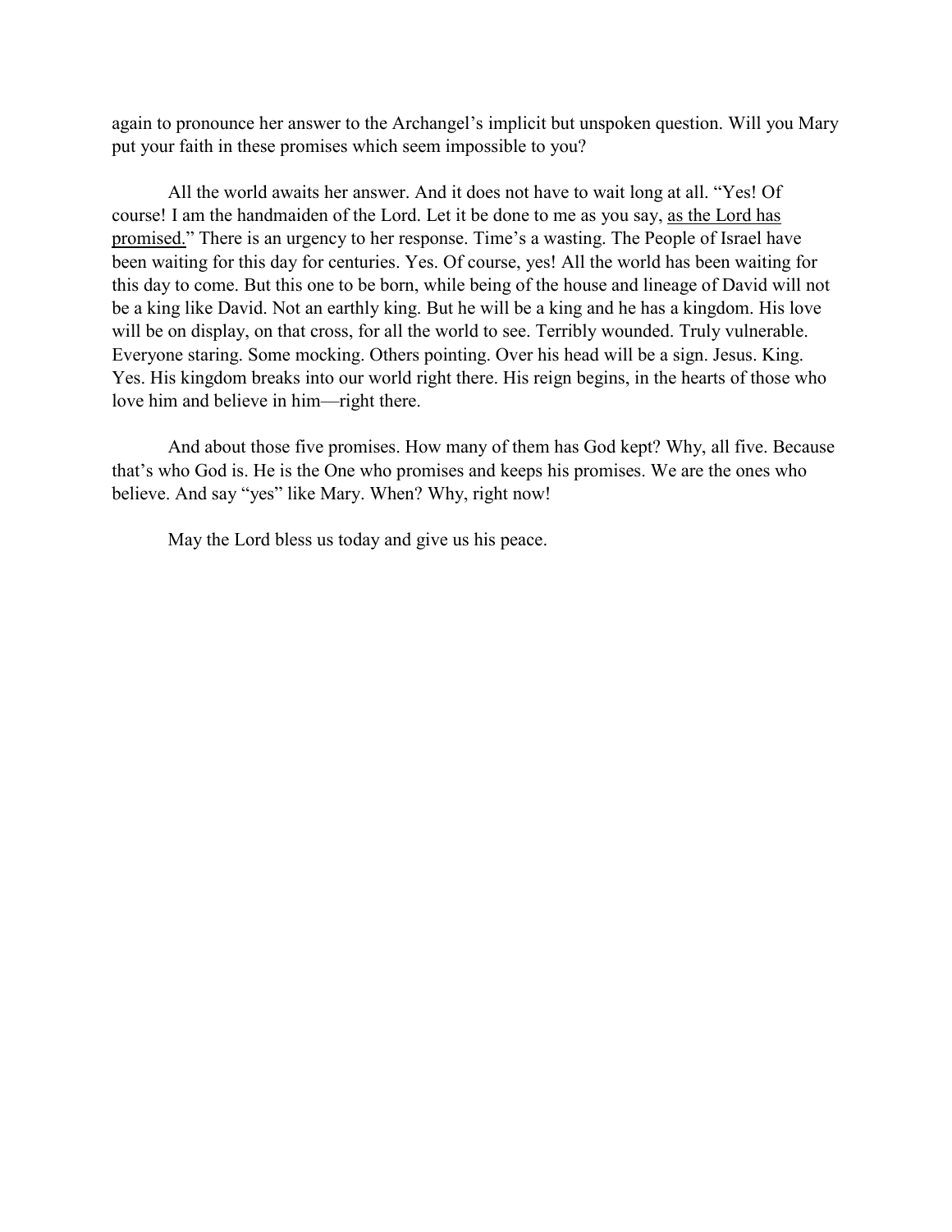again to pronounce her answer to the Archangel's implicit but unspoken question. Will you Mary put your faith in these promises which seem impossible to you?

All the world awaits her answer. And it does not have to wait long at all. "Yes! Of course! I am the handmaiden of the Lord. Let it be done to me as you say, <u>as the Lord has promised.</u>" There is an urgency to her response. Time's a wasting. The People of Israel have been waiting for this day for centuries. Yes. Of course, yes! All the world has been waiting for this day to come. But this one to be born, while being of the house and lineage of David will not be a king like David. Not an earthly king. But he will be a king and he has a kingdom. His love will be on display, on that cross, for all the world to see. Terribly wounded. Truly vulnerable. Everyone staring. Some mocking. Others pointing. Over his head will be a sign. Jesus. King. Yes. His kingdom breaks into our world right there. His reign begins, in the hearts of those who love him and believe in him—right there.

And about those five promises. How many of them has God kept? Why, all five. Because that's who God is. He is the One who promises and keeps his promises. We are the ones who believe. And say "yes" like Mary. When? Why, right now!

May the Lord bless us today and give us his peace.